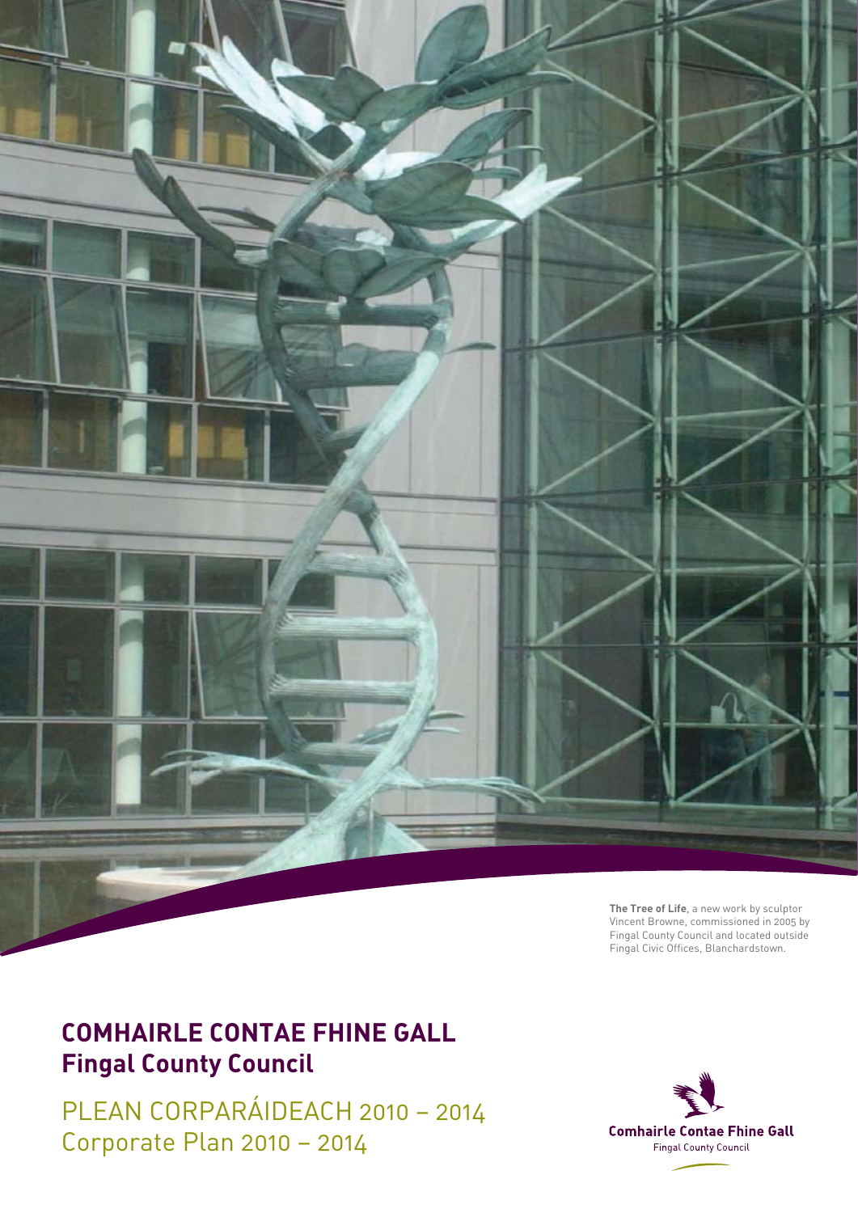**The Tree of Life**, a new work by sculptor Vincent Browne, commissioned in 2005 by Fingal County Council and located outside Fingal Civic Offices, Blanchardstown.

# COMHAIRLE CONTAE FHINE GALL
## Fingal County Council

PLEAN CORPARÁIDEACH 2010 – 2014
Corporate Plan 2010 – 2014

Comhairle Contae Fhine Gall
Fingal County Council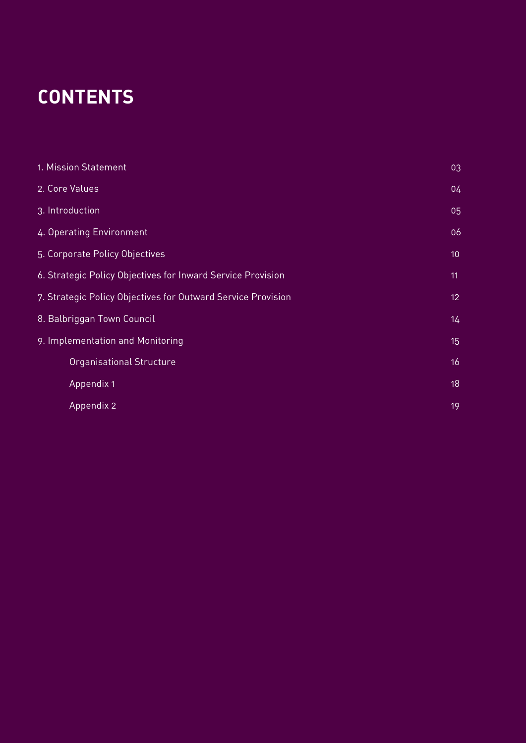# CONTENTS

| | |
|---|---|
| 1. Mission Statement | 03 |
| 2. Core Values | 04 |
| 3. Introduction | 05 |
| 4. Operating Environment | 06 |
| 5. Corporate Policy Objectives | 10 |
| 6. Strategic Policy Objectives for Inward Service Provision | 11 |
| 7. Strategic Policy Objectives for Outward Service Provision | 12 |
| 8. Balbriggan Town Council | 14 |
| 9. Implementation and Monitoring | 15 |
| Organisational Structure | 16 |
| Appendix 1 | 18 |
| Appendix 2 | 19 |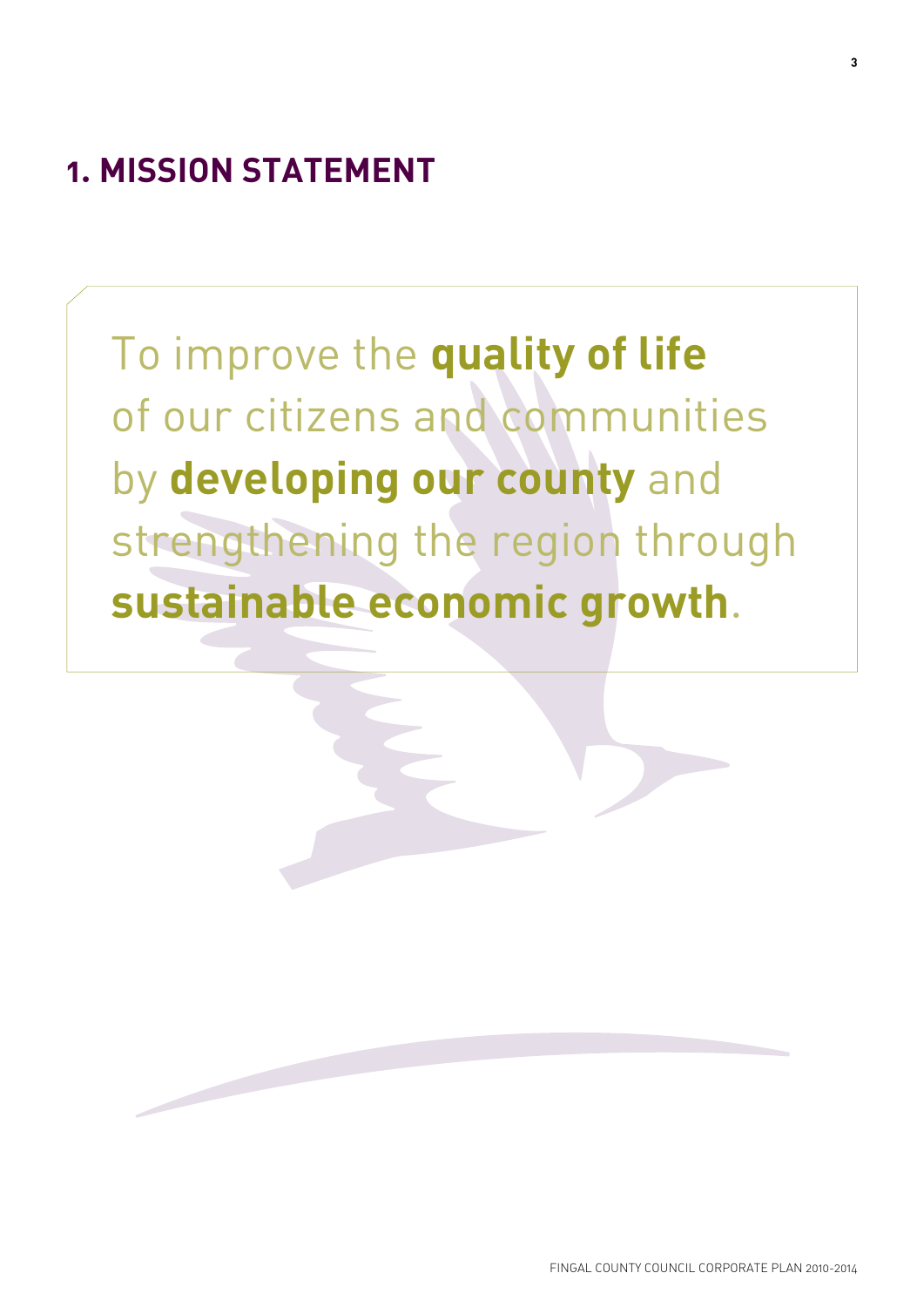# 1. MISSION STATEMENT

To improve the **quality of life** of our citizens and communities by **developing our county** and strengthening the region through **sustainable economic growth**.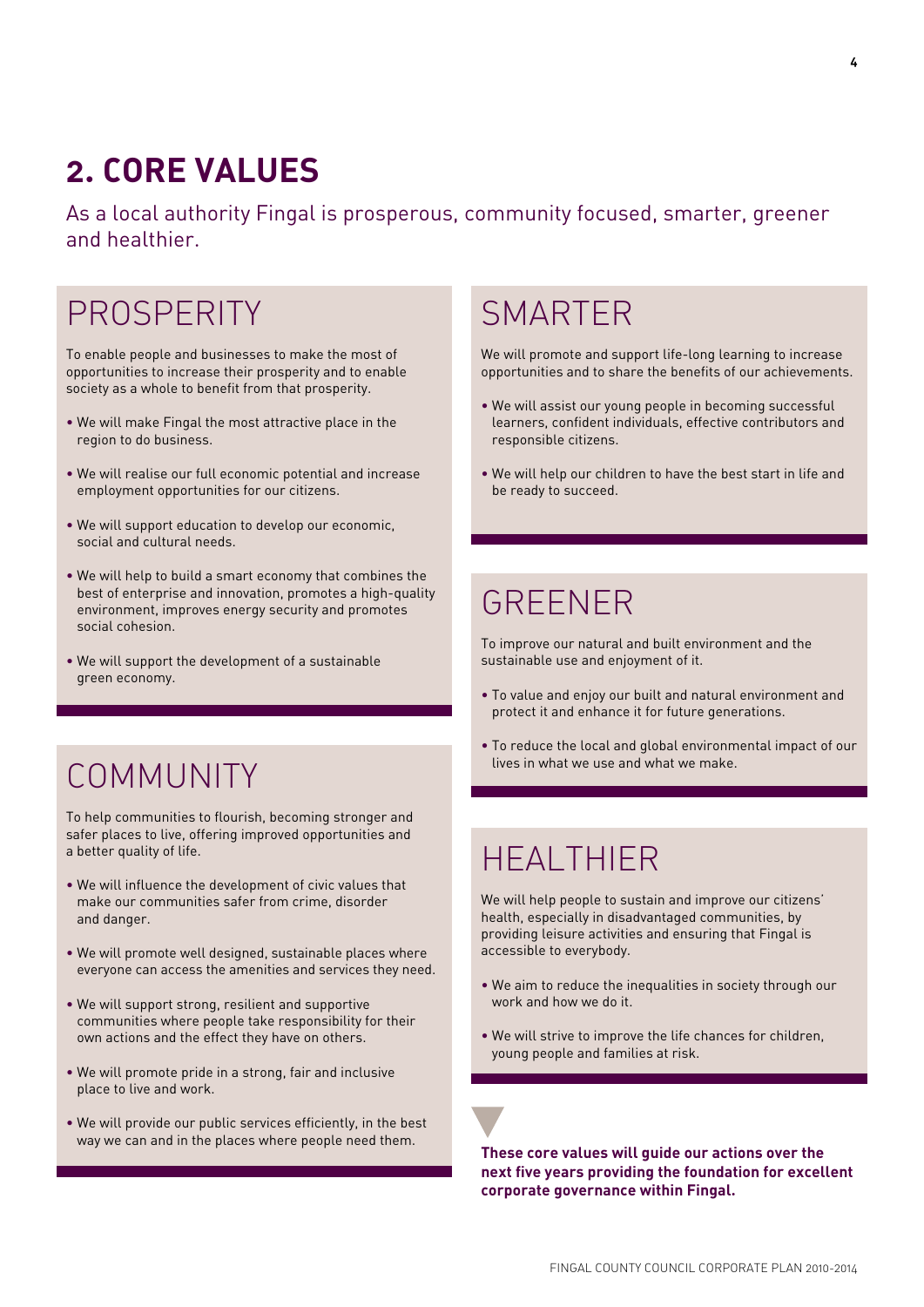## 2. CORE VALUES

As a local authority Fingal is prosperous, community focused, smarter, greener and healthier.

### PROSPERITY

To enable people and businesses to make the most of opportunities to increase their prosperity and to enable society as a whole to benefit from that prosperity.

- We will make Fingal the most attractive place in the region to do business.
- We will realise our full economic potential and increase employment opportunities for our citizens.
- We will support education to develop our economic, social and cultural needs.
- We will help to build a smart economy that combines the best of enterprise and innovation, promotes a high-quality environment, improves energy security and promotes social cohesion.
- We will support the development of a sustainable green economy.

### COMMUNITY

To help communities to flourish, becoming stronger and safer places to live, offering improved opportunities and a better quality of life.

- We will influence the development of civic values that make our communities safer from crime, disorder and danger.
- We will promote well designed, sustainable places where everyone can access the amenities and services they need.
- We will support strong, resilient and supportive communities where people take responsibility for their own actions and the effect they have on others.
- We will promote pride in a strong, fair and inclusive place to live and work.
- We will provide our public services efficiently, in the best way we can and in the places where people need them.

### SMARTER

We will promote and support life-long learning to increase opportunities and to share the benefits of our achievements.

- We will assist our young people in becoming successful learners, confident individuals, effective contributors and responsible citizens.
- We will help our children to have the best start in life and be ready to succeed.

### GREENER

To improve our natural and built environment and the sustainable use and enjoyment of it.

- To value and enjoy our built and natural environment and protect it and enhance it for future generations.
- To reduce the local and global environmental impact of our lives in what we use and what we make.

### HEALTHIER

We will help people to sustain and improve our citizens' health, especially in disadvantaged communities, by providing leisure activities and ensuring that Fingal is accessible to everybody.

- We aim to reduce the inequalities in society through our work and how we do it.
- We will strive to improve the life chances for children, young people and families at risk.

**These core values will guide our actions over the next five years providing the foundation for excellent corporate governance within Fingal.**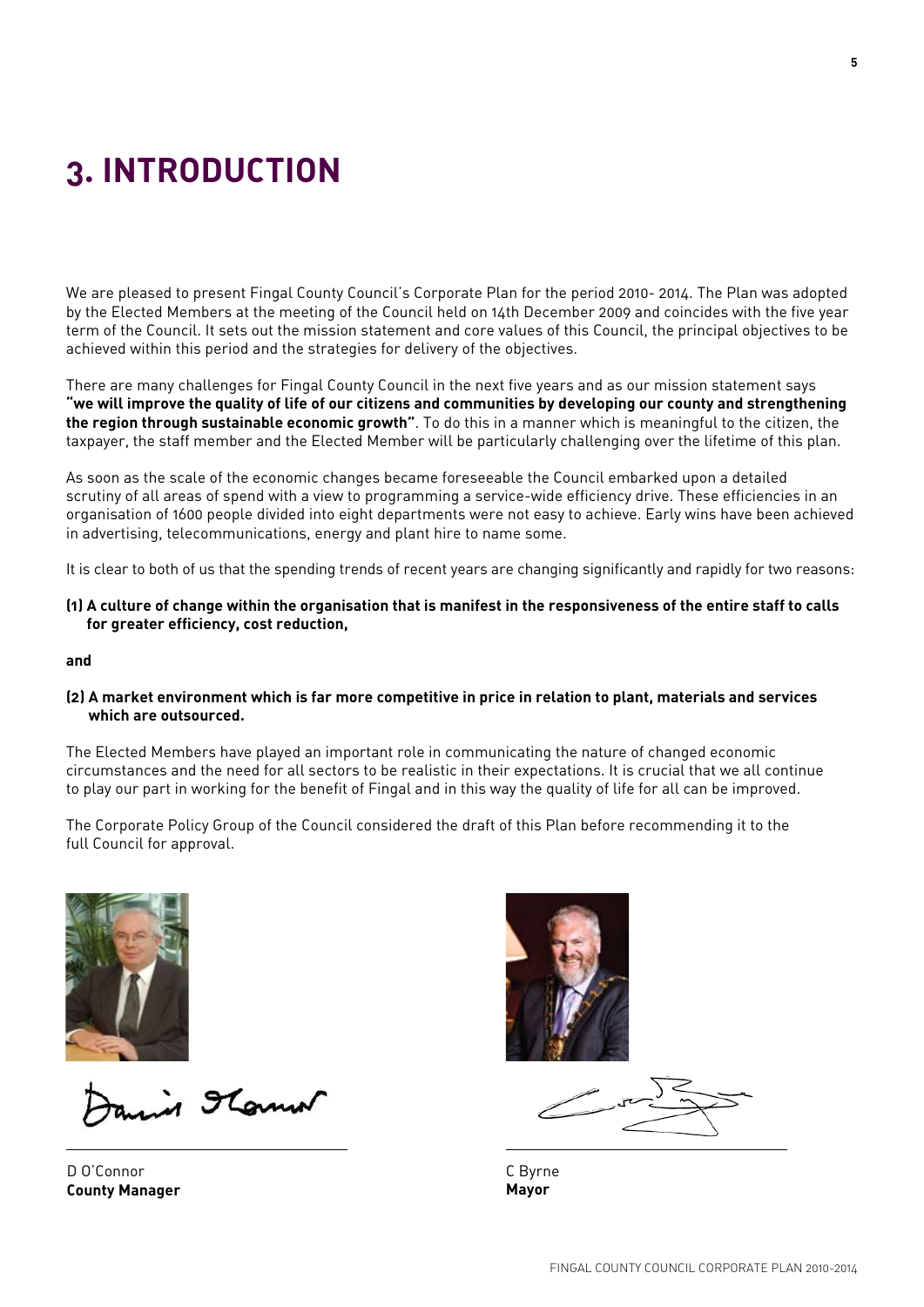# 3. INTRODUCTION

We are pleased to present Fingal County Council's Corporate Plan for the period 2010- 2014. The Plan was adopted by the Elected Members at the meeting of the Council held on 14th December 2009 and coincides with the five year term of the Council. It sets out the mission statement and core values of this Council, the principal objectives to be achieved within this period and the strategies for delivery of the objectives.

There are many challenges for Fingal County Council in the next five years and as our mission statement says **"we will improve the quality of life of our citizens and communities by developing our county and strengthening the region through sustainable economic growth"**. To do this in a manner which is meaningful to the citizen, the taxpayer, the staff member and the Elected Member will be particularly challenging over the lifetime of this plan.

As soon as the scale of the economic changes became foreseeable the Council embarked upon a detailed scrutiny of all areas of spend with a view to programming a service-wide efficiency drive. These efficiencies in an organisation of 1600 people divided into eight departments were not easy to achieve. Early wins have been achieved in advertising, telecommunications, energy and plant hire to name some.

It is clear to both of us that the spending trends of recent years are changing significantly and rapidly for two reasons:

**(1) A culture of change within the organisation that is manifest in the responsiveness of the entire staff to calls for greater efficiency, cost reduction,**

**and**

**(2) A market environment which is far more competitive in price in relation to plant, materials and services which are outsourced.**

The Elected Members have played an important role in communicating the nature of changed economic circumstances and the need for all sectors to be realistic in their expectations. It is crucial that we all continue to play our part in working for the benefit of Fingal and in this way the quality of life for all can be improved.

The Corporate Policy Group of the Council considered the draft of this Plan before recommending it to the full Council for approval.

D O'Connor
**County Manager**

C Byrne
**Mayor**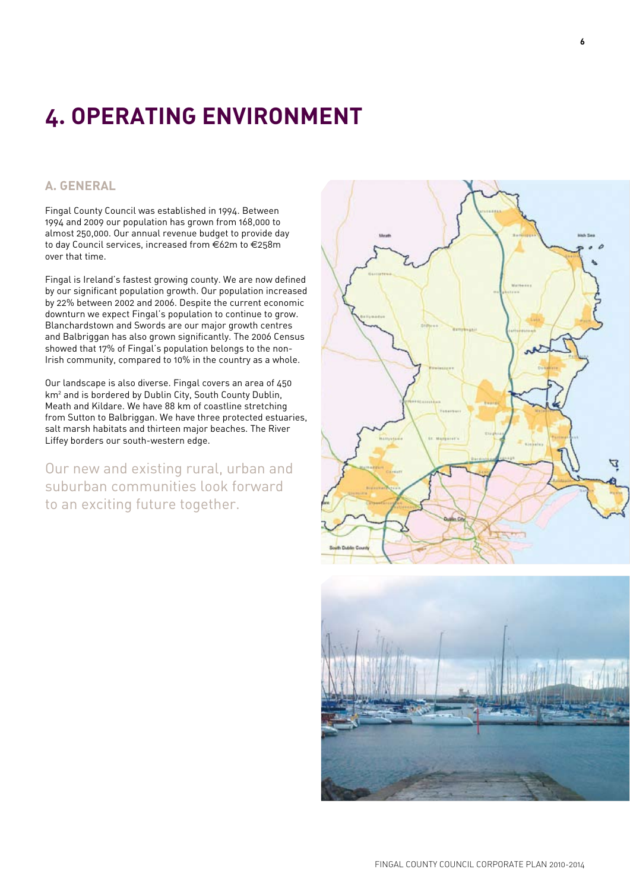# 4. OPERATING ENVIRONMENT

## A. GENERAL

Fingal County Council was established in 1994. Between 1994 and 2009 our population has grown from 168,000 to almost 250,000. Our annual revenue budget to provide day to day Council services, increased from €62m to €258m over that time.

Fingal is Ireland's fastest growing county. We are now defined by our significant population growth. Our population increased by 22% between 2002 and 2006. Despite the current economic downturn we expect Fingal's population to continue to grow. Blanchardstown and Swords are our major growth centres and Balbriggan has also grown significantly. The 2006 Census showed that 17% of Fingal's population belongs to the non-Irish community, compared to 10% in the country as a whole.

Our landscape is also diverse. Fingal covers an area of 450 km² and is bordered by Dublin City, South County Dublin, Meath and Kildare. We have 88 km of coastline stretching from Sutton to Balbriggan. We have three protected estuaries, salt marsh habitats and thirteen major beaches. The River Liffey borders our south-western edge.

Our new and existing rural, urban and suburban communities look forward to an exciting future together.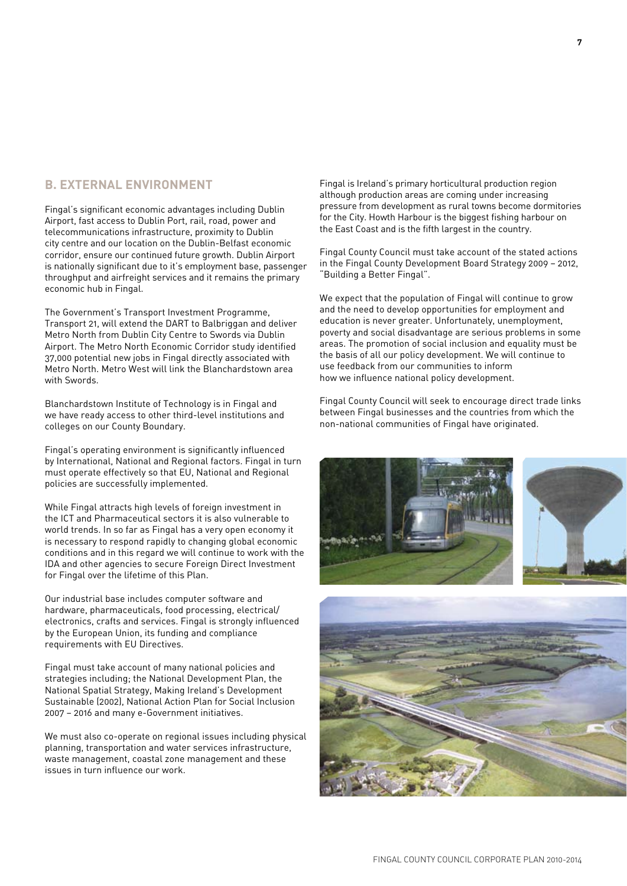## B. EXTERNAL ENVIRONMENT

Fingal's significant economic advantages including Dublin Airport, fast access to Dublin Port, rail, road, power and telecommunications infrastructure, proximity to Dublin city centre and our location on the Dublin-Belfast economic corridor, ensure our continued future growth. Dublin Airport is nationally significant due to it's employment base, passenger throughput and airfreight services and it remains the primary economic hub in Fingal.

The Government's Transport Investment Programme, Transport 21, will extend the DART to Balbriggan and deliver Metro North from Dublin City Centre to Swords via Dublin Airport. The Metro North Economic Corridor study identified 37,000 potential new jobs in Fingal directly associated with Metro North. Metro West will link the Blanchardstown area with Swords.

Blanchardstown Institute of Technology is in Fingal and we have ready access to other third-level institutions and colleges on our County Boundary.

Fingal's operating environment is significantly influenced by International, National and Regional factors. Fingal in turn must operate effectively so that EU, National and Regional policies are successfully implemented.

While Fingal attracts high levels of foreign investment in the ICT and Pharmaceutical sectors it is also vulnerable to world trends. In so far as Fingal has a very open economy it is necessary to respond rapidly to changing global economic conditions and in this regard we will continue to work with the IDA and other agencies to secure Foreign Direct Investment for Fingal over the lifetime of this Plan.

Our industrial base includes computer software and hardware, pharmaceuticals, food processing, electrical/ electronics, crafts and services. Fingal is strongly influenced by the European Union, its funding and compliance requirements with EU Directives.

Fingal must take account of many national policies and strategies including; the National Development Plan, the National Spatial Strategy, Making Ireland's Development Sustainable (2002), National Action Plan for Social Inclusion 2007 – 2016 and many e-Government initiatives.

We must also co-operate on regional issues including physical planning, transportation and water services infrastructure, waste management, coastal zone management and these issues in turn influence our work.

Fingal is Ireland's primary horticultural production region although production areas are coming under increasing pressure from development as rural towns become dormitories for the City. Howth Harbour is the biggest fishing harbour on the East Coast and is the fifth largest in the country.

Fingal County Council must take account of the stated actions in the Fingal County Development Board Strategy 2009 – 2012, "Building a Better Fingal".

We expect that the population of Fingal will continue to grow and the need to develop opportunities for employment and education is never greater. Unfortunately, unemployment, poverty and social disadvantage are serious problems in some areas. The promotion of social inclusion and equality must be the basis of all our policy development. We will continue to use feedback from our communities to inform how we influence national policy development.

Fingal County Council will seek to encourage direct trade links between Fingal businesses and the countries from which the non-national communities of Fingal have originated.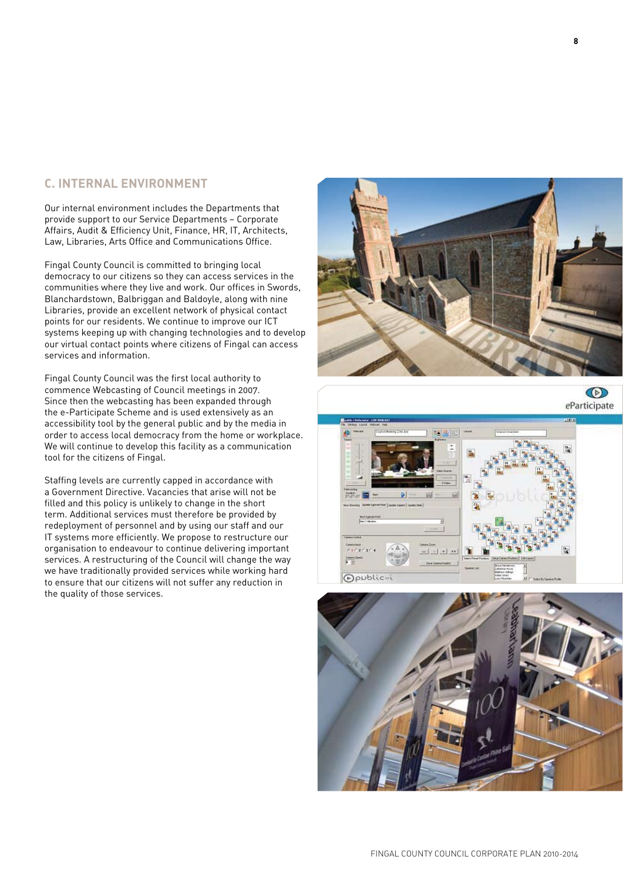## C. INTERNAL ENVIRONMENT

Our internal environment includes the Departments that provide support to our Service Departments – Corporate Affairs, Audit & Efficiency Unit, Finance, HR, IT, Architects, Law, Libraries, Arts Office and Communications Office.

Fingal County Council is committed to bringing local democracy to our citizens so they can access services in the communities where they live and work. Our offices in Swords, Blanchardstown, Balbriggan and Baldoyle, along with nine Libraries, provide an excellent network of physical contact points for our residents. We continue to improve our ICT systems keeping up with changing technologies and to develop our virtual contact points where citizens of Fingal can access services and information.

Fingal County Council was the first local authority to commence Webcasting of Council meetings in 2007. Since then the webcasting has been expanded through the e-Participate Scheme and is used extensively as an accessibility tool by the general public and by the media in order to access local democracy from the home or workplace. We will continue to develop this facility as a communication tool for the citizens of Fingal.

Staffing levels are currently capped in accordance with a Government Directive. Vacancies that arise will not be filled and this policy is unlikely to change in the short term. Additional services must therefore be provided by redeployment of personnel and by using our staff and our IT systems more efficiently. We propose to restructure our organisation to endeavour to continue delivering important services. A restructuring of the Council will change the way we have traditionally provided services while working hard to ensure that our citizens will not suffer any reduction in the quality of those services.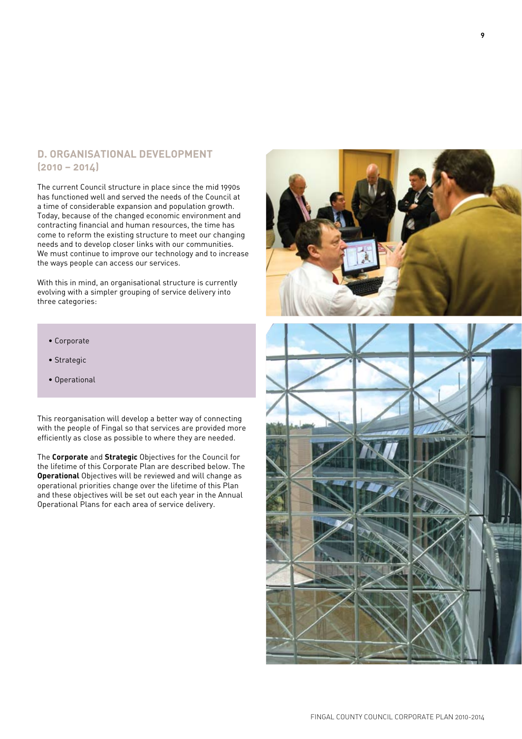## D. ORGANISATIONAL DEVELOPMENT (2010 – 2014)

The current Council structure in place since the mid 1990s has functioned well and served the needs of the Council at a time of considerable expansion and population growth. Today, because of the changed economic environment and contracting financial and human resources, the time has come to reform the existing structure to meet our changing needs and to develop closer links with our communities. We must continue to improve our technology and to increase the ways people can access our services.

With this in mind, an organisational structure is currently evolving with a simpler grouping of service delivery into three categories:

- Corporate
- Strategic
- Operational

This reorganisation will develop a better way of connecting with the people of Fingal so that services are provided more efficiently as close as possible to where they are needed.

The **Corporate** and **Strategic** Objectives for the Council for the lifetime of this Corporate Plan are described below. The **Operational** Objectives will be reviewed and will change as operational priorities change over the lifetime of this Plan and these objectives will be set out each year in the Annual Operational Plans for each area of service delivery.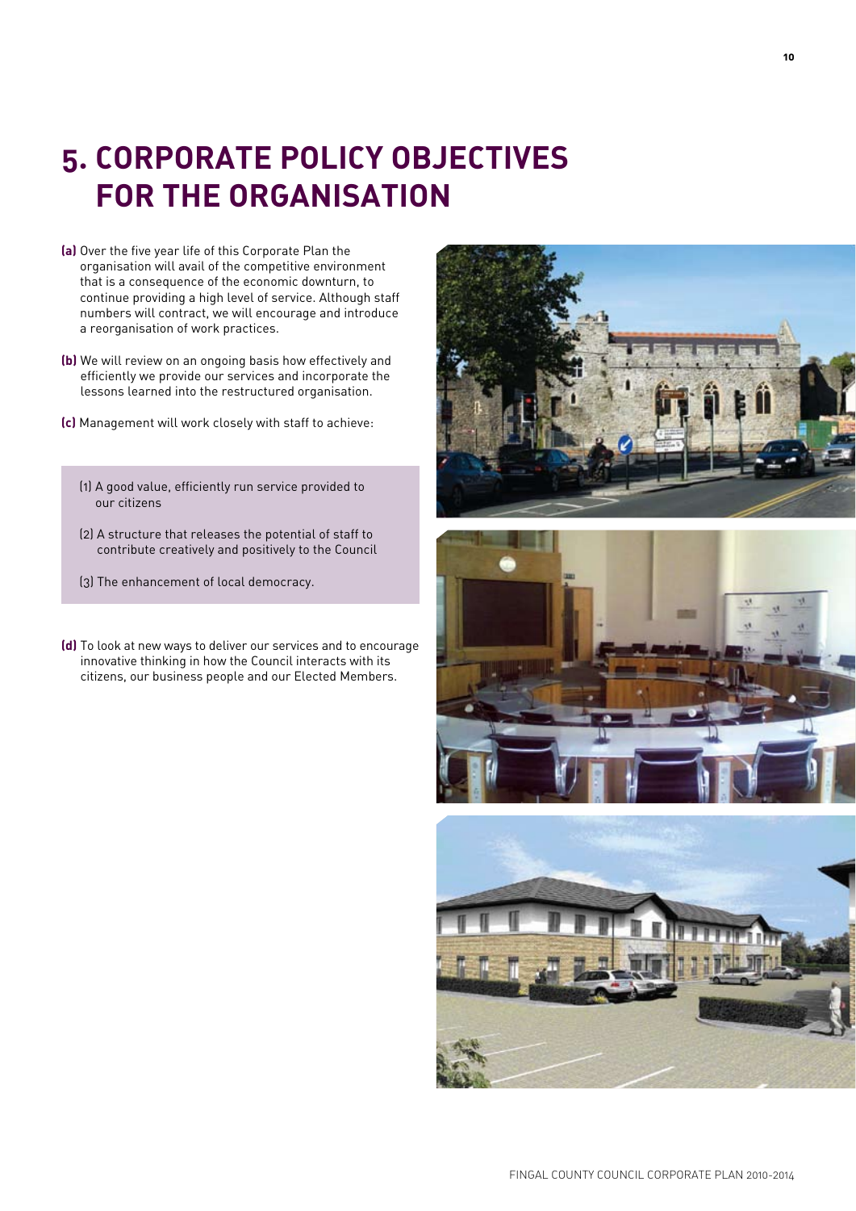# 5. CORPORATE POLICY OBJECTIVES FOR THE ORGANISATION

**(a)** Over the five year life of this Corporate Plan the organisation will avail of the competitive environment that is a consequence of the economic downturn, to continue providing a high level of service. Although staff numbers will contract, we will encourage and introduce a reorganisation of work practices.

**(b)** We will review on an ongoing basis how effectively and efficiently we provide our services and incorporate the lessons learned into the restructured organisation.

**(c)** Management will work closely with staff to achieve:

> (1) A good value, efficiently run service provided to our citizens
>
> (2) A structure that releases the potential of staff to contribute creatively and positively to the Council
>
> (3) The enhancement of local democracy.

**(d)** To look at new ways to deliver our services and to encourage innovative thinking in how the Council interacts with its citizens, our business people and our Elected Members.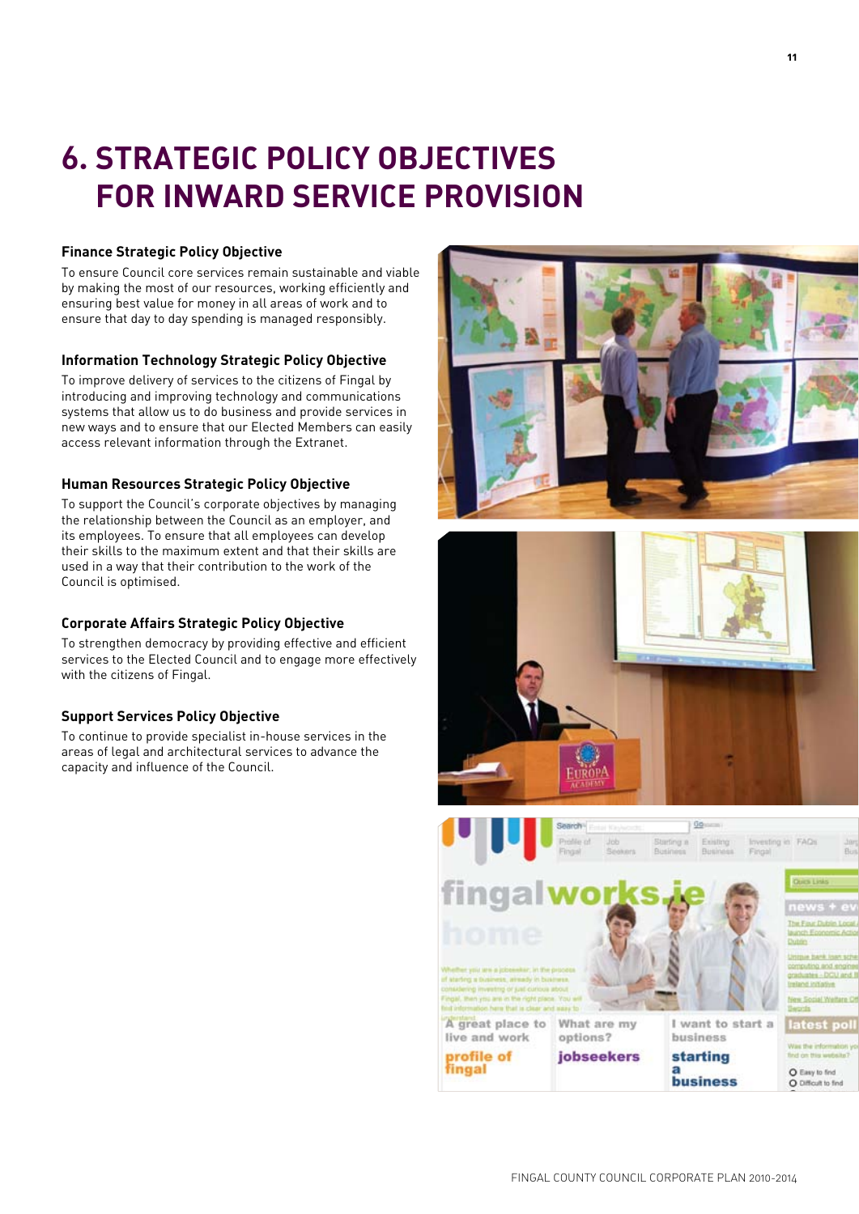# 6. STRATEGIC POLICY OBJECTIVES FOR INWARD SERVICE PROVISION

### Finance Strategic Policy Objective

To ensure Council core services remain sustainable and viable by making the most of our resources, working efficiently and ensuring best value for money in all areas of work and to ensure that day to day spending is managed responsibly.

### Information Technology Strategic Policy Objective

To improve delivery of services to the citizens of Fingal by introducing and improving technology and communications systems that allow us to do business and provide services in new ways and to ensure that our Elected Members can easily access relevant information through the Extranet.

### Human Resources Strategic Policy Objective

To support the Council's corporate objectives by managing the relationship between the Council as an employer, and its employees. To ensure that all employees can develop their skills to the maximum extent and that their skills are used in a way that their contribution to the work of the Council is optimised.

### Corporate Affairs Strategic Policy Objective

To strengthen democracy by providing effective and efficient services to the Elected Council and to engage more effectively with the citizens of Fingal.

### Support Services Policy Objective

To continue to provide specialist in-house services in the areas of legal and architectural services to advance the capacity and influence of the Council.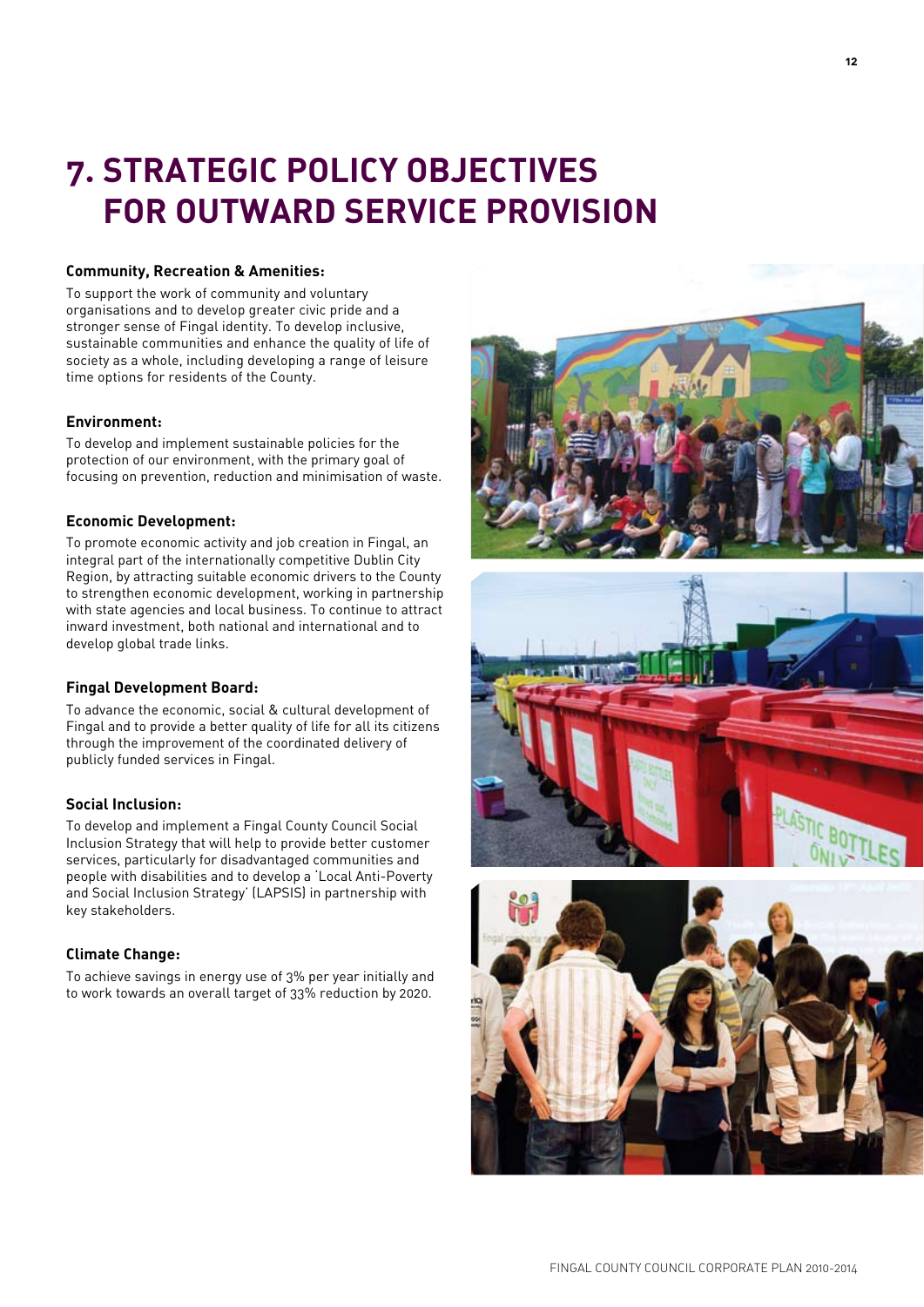# 7. STRATEGIC POLICY OBJECTIVES FOR OUTWARD SERVICE PROVISION

**Community, Recreation & Amenities:**

To support the work of community and voluntary organisations and to develop greater civic pride and a stronger sense of Fingal identity. To develop inclusive, sustainable communities and enhance the quality of life of society as a whole, including developing a range of leisure time options for residents of the County.

**Environment:**

To develop and implement sustainable policies for the protection of our environment, with the primary goal of focusing on prevention, reduction and minimisation of waste.

**Economic Development:**

To promote economic activity and job creation in Fingal, an integral part of the internationally competitive Dublin City Region, by attracting suitable economic drivers to the County to strengthen economic development, working in partnership with state agencies and local business. To continue to attract inward investment, both national and international and to develop global trade links.

**Fingal Development Board:**

To advance the economic, social & cultural development of Fingal and to provide a better quality of life for all its citizens through the improvement of the coordinated delivery of publicly funded services in Fingal.

**Social Inclusion:**

To develop and implement a Fingal County Council Social Inclusion Strategy that will help to provide better customer services, particularly for disadvantaged communities and people with disabilities and to develop a 'Local Anti-Poverty and Social Inclusion Strategy' (LAPSIS) in partnership with key stakeholders.

**Climate Change:**

To achieve savings in energy use of 3% per year initially and to work towards an overall target of 33% reduction by 2020.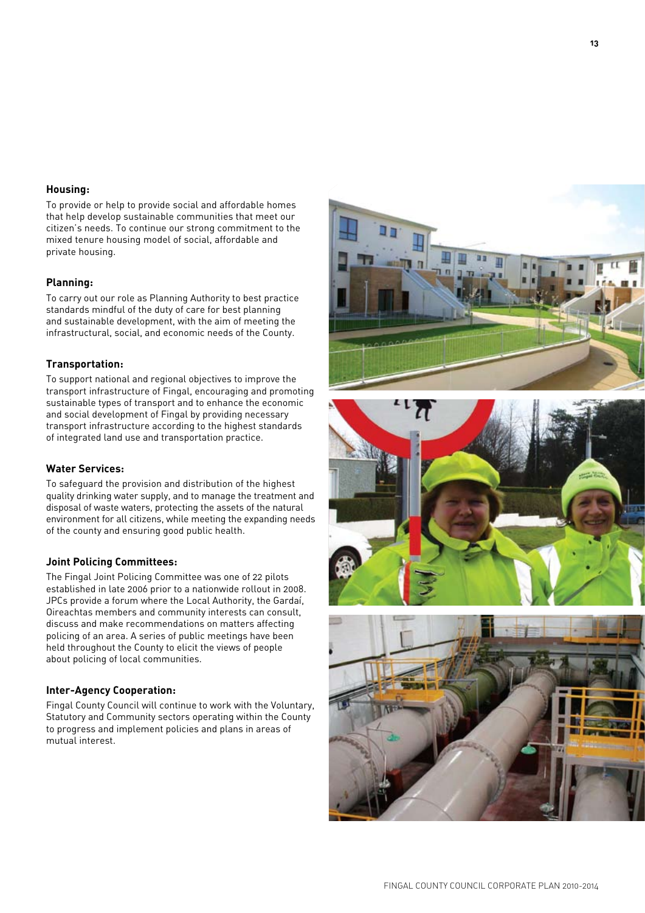### Housing:

To provide or help to provide social and affordable homes that help develop sustainable communities that meet our citizen's needs. To continue our strong commitment to the mixed tenure housing model of social, affordable and private housing.

### Planning:

To carry out our role as Planning Authority to best practice standards mindful of the duty of care for best planning and sustainable development, with the aim of meeting the infrastructural, social, and economic needs of the County.

### Transportation:

To support national and regional objectives to improve the transport infrastructure of Fingal, encouraging and promoting sustainable types of transport and to enhance the economic and social development of Fingal by providing necessary transport infrastructure according to the highest standards of integrated land use and transportation practice.

### Water Services:

To safeguard the provision and distribution of the highest quality drinking water supply, and to manage the treatment and disposal of waste waters, protecting the assets of the natural environment for all citizens, while meeting the expanding needs of the county and ensuring good public health.

### Joint Policing Committees:

The Fingal Joint Policing Committee was one of 22 pilots established in late 2006 prior to a nationwide rollout in 2008. JPCs provide a forum where the Local Authority, the Gardaí, Oireachtas members and community interests can consult, discuss and make recommendations on matters affecting policing of an area. A series of public meetings have been held throughout the County to elicit the views of people about policing of local communities.

### Inter-Agency Cooperation:

Fingal County Council will continue to work with the Voluntary, Statutory and Community sectors operating within the County to progress and implement policies and plans in areas of mutual interest.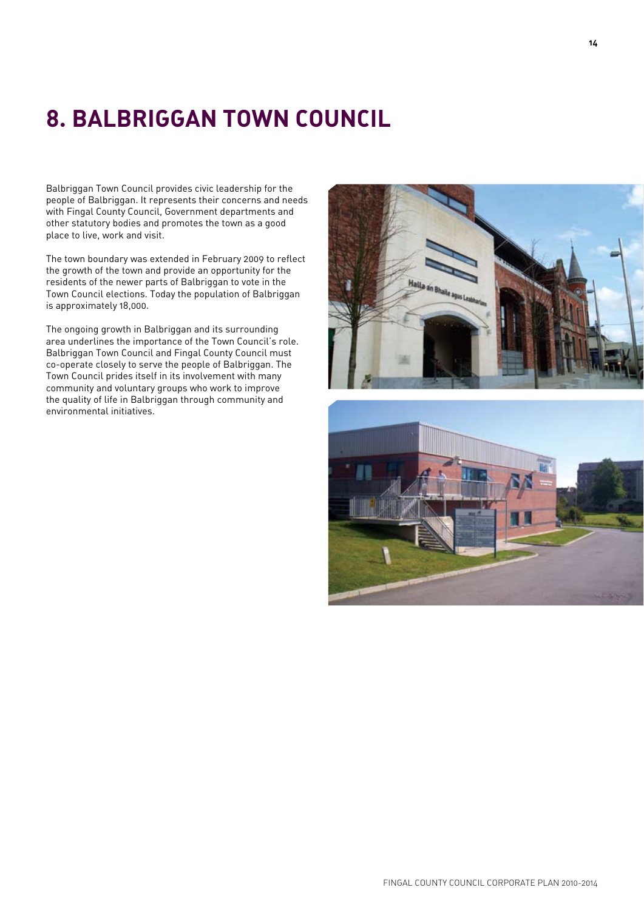# 8. BALBRIGGAN TOWN COUNCIL

Balbriggan Town Council provides civic leadership for the people of Balbriggan. It represents their concerns and needs with Fingal County Council, Government departments and other statutory bodies and promotes the town as a good place to live, work and visit.

The town boundary was extended in February 2009 to reflect the growth of the town and provide an opportunity for the residents of the newer parts of Balbriggan to vote in the Town Council elections. Today the population of Balbriggan is approximately 18,000.

The ongoing growth in Balbriggan and its surrounding area underlines the importance of the Town Council's role. Balbriggan Town Council and Fingal County Council must co-operate closely to serve the people of Balbriggan. The Town Council prides itself in its involvement with many community and voluntary groups who work to improve the quality of life in Balbriggan through community and environmental initiatives.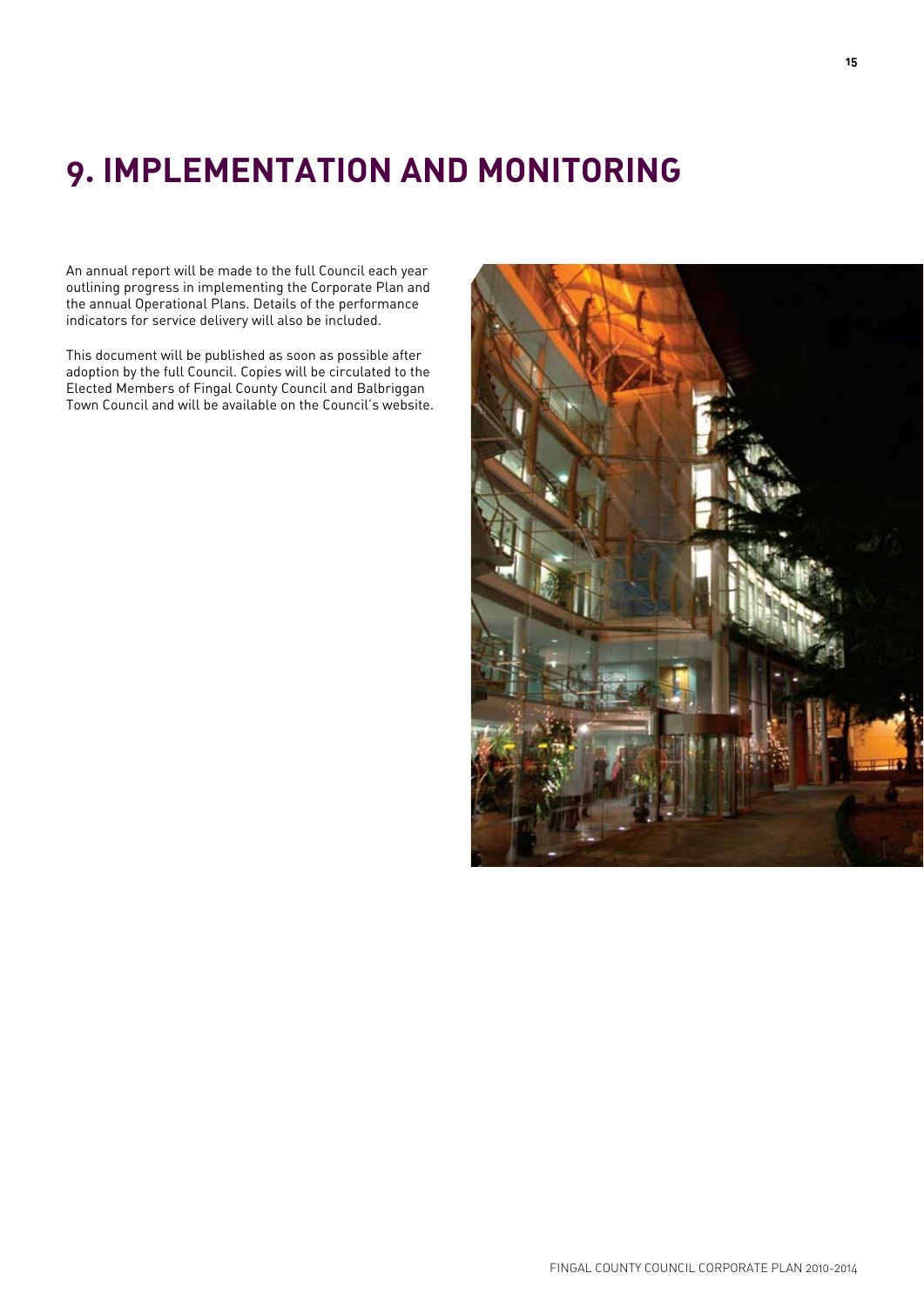# 9. IMPLEMENTATION AND MONITORING

An annual report will be made to the full Council each year outlining progress in implementing the Corporate Plan and the annual Operational Plans. Details of the performance indicators for service delivery will also be included.

This document will be published as soon as possible after adoption by the full Council. Copies will be circulated to the Elected Members of Fingal County Council and Balbriggan Town Council and will be available on the Council's website.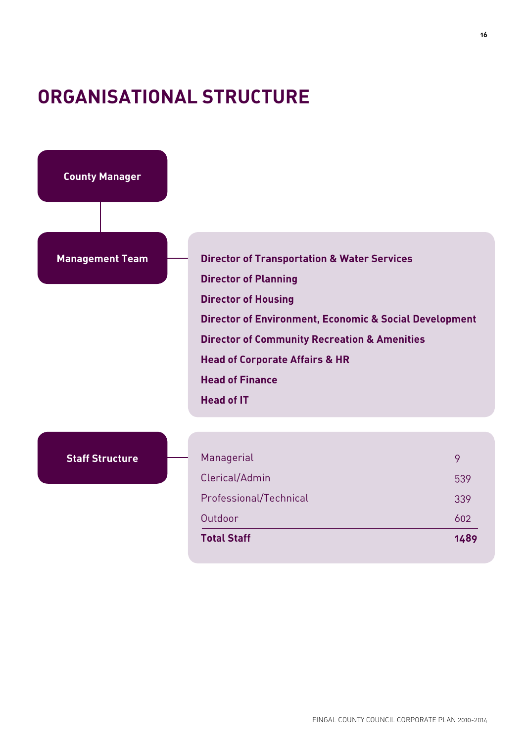# ORGANISATIONAL STRUCTURE

**County Manager**

**Management Team**

- **Director of Transportation & Water Services**
- **Director of Planning**
- **Director of Housing**
- **Director of Environment, Economic & Social Development**
- **Director of Community Recreation & Amenities**
- **Head of Corporate Affairs & HR**
- **Head of Finance**
- **Head of IT**

**Staff Structure**

| Category | Number |
|---|---|
| Managerial | 9 |
| Clerical/Admin | 539 |
| Professional/Technical | 339 |
| Outdoor | 602 |
| **Total Staff** | **1489** |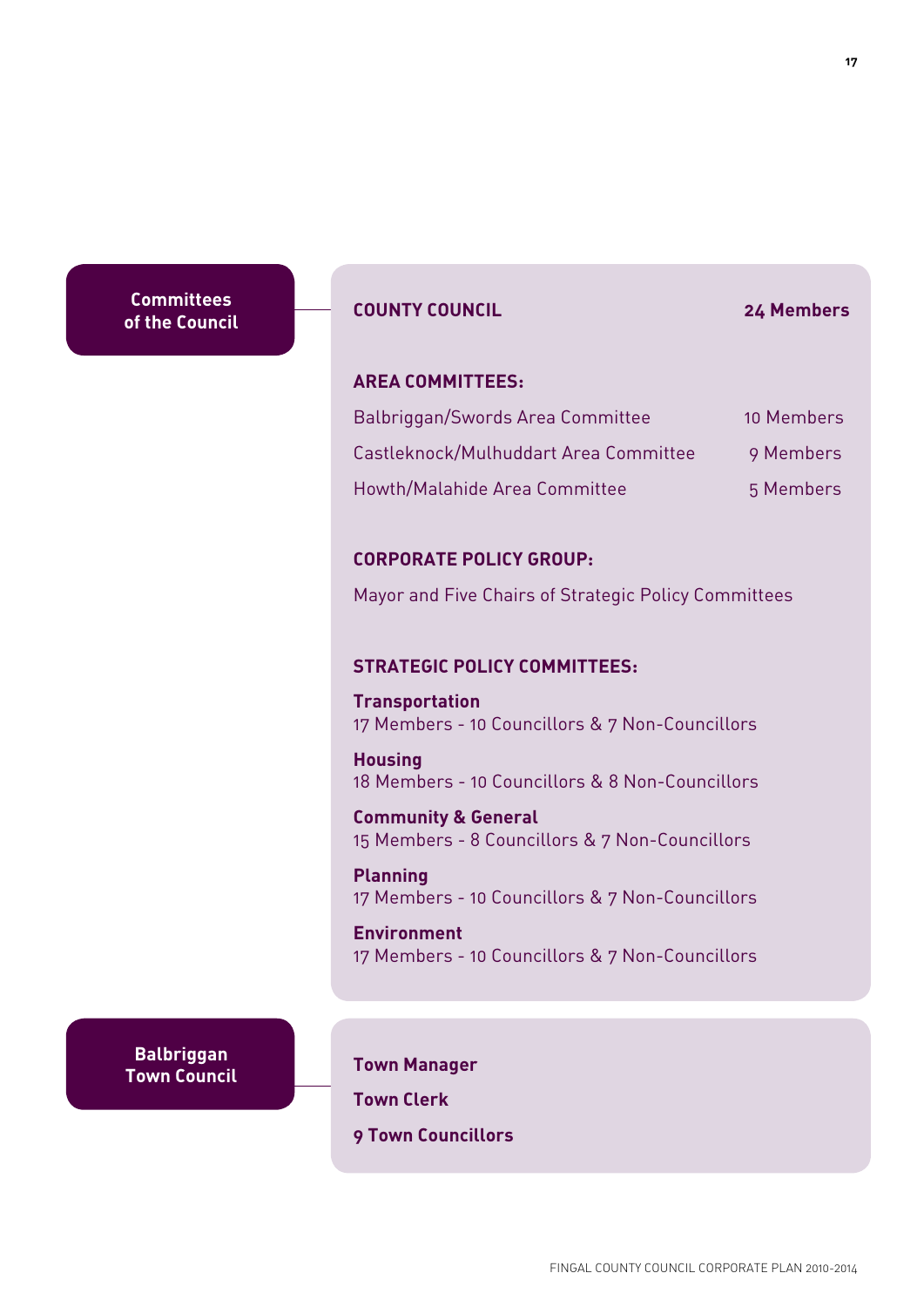## Committees of the Council

**COUNTY COUNCIL** — **24 Members**

**AREA COMMITTEES:**

| Committee | Members |
|---|---|
| Balbriggan/Swords Area Committee | 10 Members |
| Castleknock/Mulhuddart Area Committee | 9 Members |
| Howth/Malahide Area Committee | 5 Members |

**CORPORATE POLICY GROUP:**

Mayor and Five Chairs of Strategic Policy Committees

**STRATEGIC POLICY COMMITTEES:**

**Transportation**
17 Members - 10 Councillors & 7 Non-Councillors

**Housing**
18 Members - 10 Councillors & 8 Non-Councillors

**Community & General**
15 Members - 8 Councillors & 7 Non-Councillors

**Planning**
17 Members - 10 Councillors & 7 Non-Councillors

**Environment**
17 Members - 10 Councillors & 7 Non-Councillors

## Balbriggan Town Council

**Town Manager**

**Town Clerk**

**9 Town Councillors**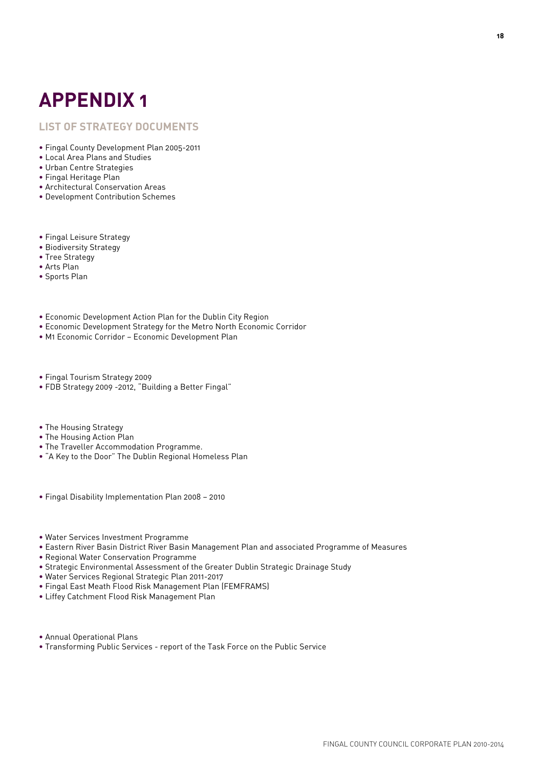# APPENDIX 1

## LIST OF STRATEGY DOCUMENTS

- Fingal County Development Plan 2005-2011
- Local Area Plans and Studies
- Urban Centre Strategies
- Fingal Heritage Plan
- Architectural Conservation Areas
- Development Contribution Schemes

- Fingal Leisure Strategy
- Biodiversity Strategy
- Tree Strategy
- Arts Plan
- Sports Plan

- Economic Development Action Plan for the Dublin City Region
- Economic Development Strategy for the Metro North Economic Corridor
- M1 Economic Corridor – Economic Development Plan

- Fingal Tourism Strategy 2009
- FDB Strategy 2009 -2012, "Building a Better Fingal"

- The Housing Strategy
- The Housing Action Plan
- The Traveller Accommodation Programme.
- "A Key to the Door" The Dublin Regional Homeless Plan

- Fingal Disability Implementation Plan 2008 – 2010

- Water Services Investment Programme
- Eastern River Basin District River Basin Management Plan and associated Programme of Measures
- Regional Water Conservation Programme
- Strategic Environmental Assessment of the Greater Dublin Strategic Drainage Study
- Water Services Regional Strategic Plan 2011-2017
- Fingal East Meath Flood Risk Management Plan (FEMFRAMS)
- Liffey Catchment Flood Risk Management Plan

- Annual Operational Plans
- Transforming Public Services - report of the Task Force on the Public Service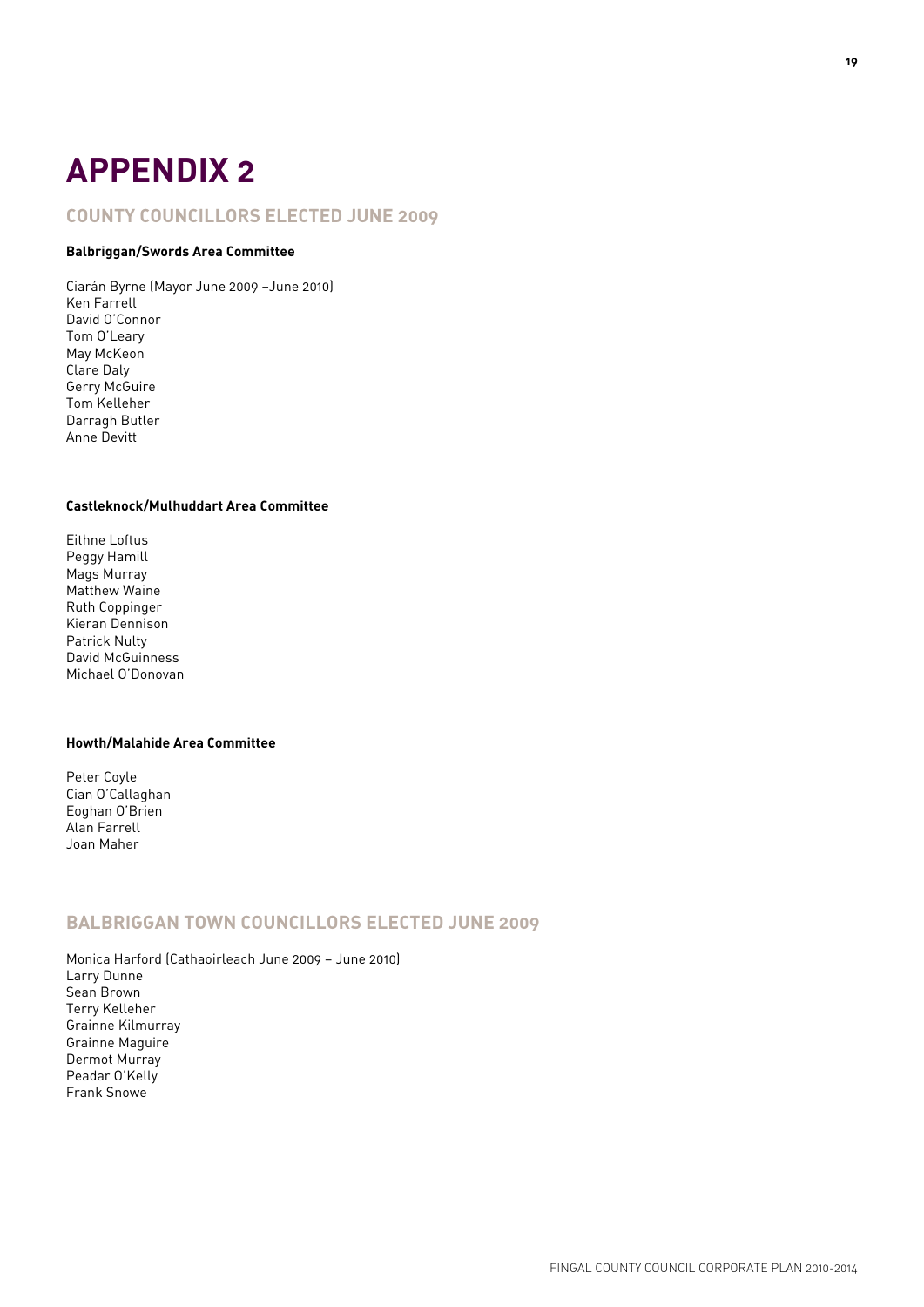# APPENDIX 2

## COUNTY COUNCILLORS ELECTED JUNE 2009

**Balbriggan/Swords Area Committee**

Ciarán Byrne (Mayor June 2009 –June 2010)
Ken Farrell
David O'Connor
Tom O'Leary
May McKeon
Clare Daly
Gerry McGuire
Tom Kelleher
Darragh Butler
Anne Devitt

**Castleknock/Mulhuddart Area Committee**

Eithne Loftus
Peggy Hamill
Mags Murray
Matthew Waine
Ruth Coppinger
Kieran Dennison
Patrick Nulty
David McGuinness
Michael O'Donovan

**Howth/Malahide Area Committee**

Peter Coyle
Cian O'Callaghan
Eoghan O'Brien
Alan Farrell
Joan Maher

## BALBRIGGAN TOWN COUNCILLORS ELECTED JUNE 2009

Monica Harford (Cathaoirleach June 2009 – June 2010)
Larry Dunne
Sean Brown
Terry Kelleher
Grainne Kilmurray
Grainne Maguire
Dermot Murray
Peadar O'Kelly
Frank Snowe